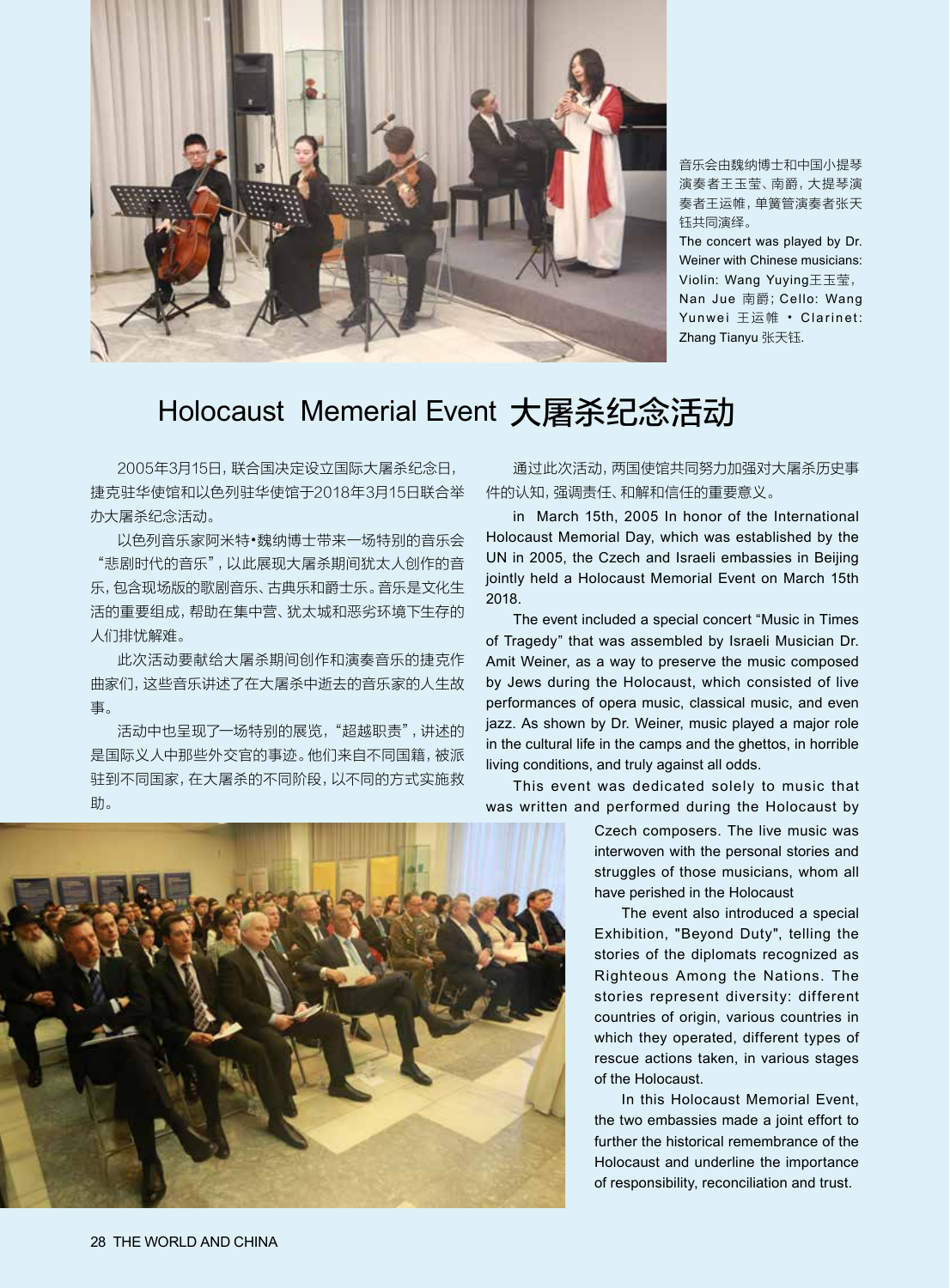音乐会由魏纳博士和中国小提琴演奏者王玉莹、南爵，大提琴演奏者王运帷，单簧管演奏者张天钰共同演绎。

The concert was played by Dr. Weiner with Chinese musicians: Violin: Wang Yuying王玉莹, Nan Jue 南爵; Cello: Wang Yunwei 王运帷 • Clarinet: Zhang Tianyu 张天钰.

# Holocaust Memerial Event 大屠杀纪念活动

2005年3月15日，联合国决定设立国际大屠杀纪念日，捷克驻华使馆和以色列驻华使馆于2018年3月15日联合举办大屠杀纪念活动。

以色列音乐家阿米特•魏纳博士带来一场特别的音乐会"悲剧时代的音乐"，以此展现大屠杀期间犹太人创作的音乐，包含现场版的歌剧音乐、古典乐和爵士乐。音乐是文化生活的重要组成，帮助在集中营、犹太城和恶劣环境下生存的人们排忧解难。

此次活动要献给大屠杀期间创作和演奏音乐的捷克作曲家们，这些音乐讲述了在大屠杀中逝去的音乐家的人生故事。

活动中也呈现了一场特别的展览，"超越职责"，讲述的是国际义人中那些外交官的事迹。他们来自不同国籍，被派驻到不同国家，在大屠杀的不同阶段，以不同的方式实施救助。

通过此次活动，两国使馆共同努力加强对大屠杀历史事件的认知，强调责任、和解和信任的重要意义。

in March 15th, 2005 In honor of the International Holocaust Memorial Day, which was established by the UN in 2005, the Czech and Israeli embassies in Beijing jointly held a Holocaust Memorial Event on March 15th 2018.

The event included a special concert "Music in Times of Tragedy" that was assembled by Israeli Musician Dr. Amit Weiner, as a way to preserve the music composed by Jews during the Holocaust, which consisted of live performances of opera music, classical music, and even jazz. As shown by Dr. Weiner, music played a major role in the cultural life in the camps and the ghettos, in horrible living conditions, and truly against all odds.

This event was dedicated solely to music that was written and performed during the Holocaust by Czech composers. The live music was interwoven with the personal stories and struggles of those musicians, whom all have perished in the Holocaust

The event also introduced a special Exhibition, "Beyond Duty", telling the stories of the diplomats recognized as Righteous Among the Nations. The stories represent diversity: different countries of origin, various countries in which they operated, different types of rescue actions taken, in various stages of the Holocaust.

In this Holocaust Memorial Event, the two embassies made a joint effort to further the historical remembrance of the Holocaust and underline the importance of responsibility, reconciliation and trust.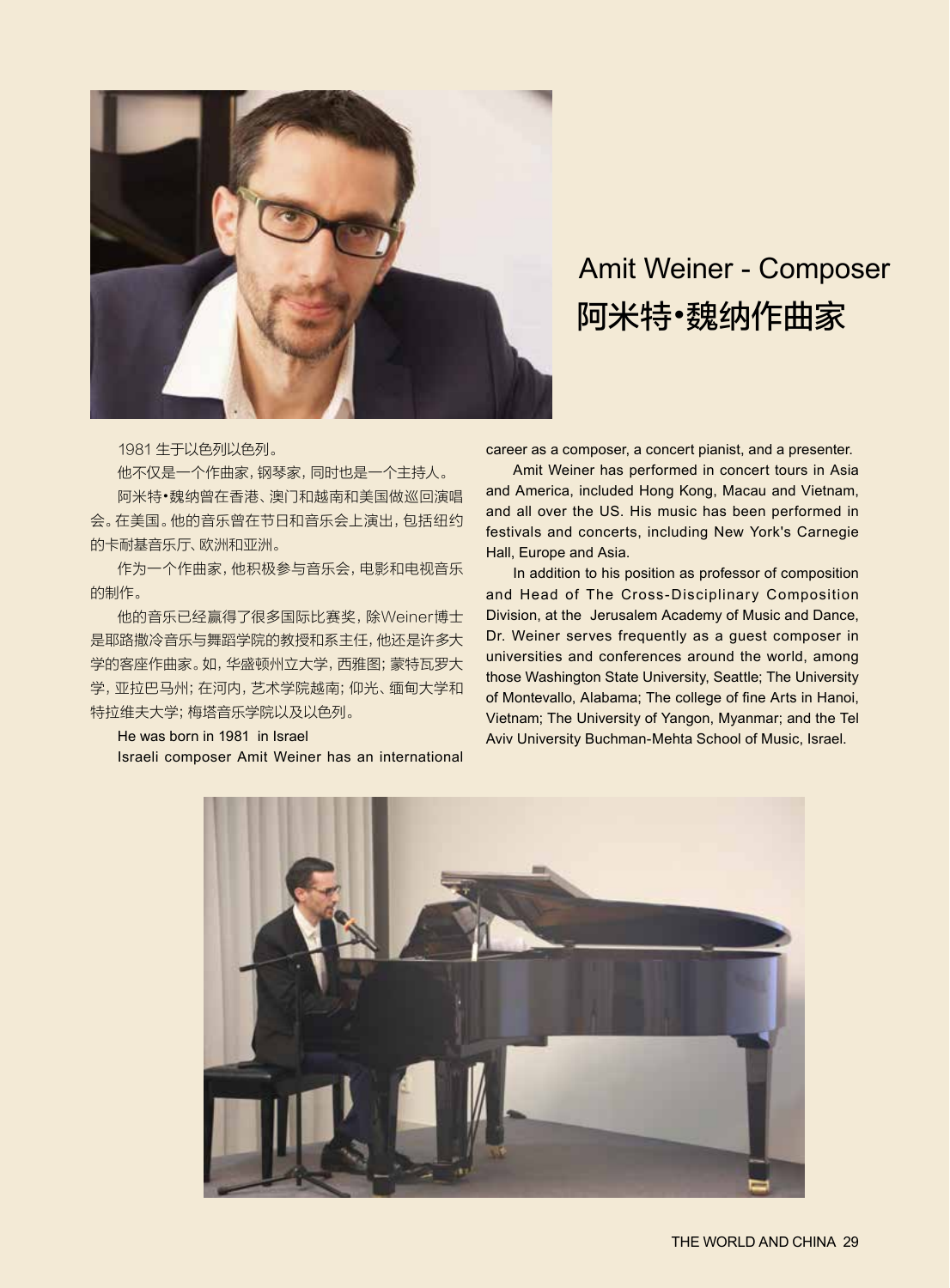# Amit Weiner - Composer
# 阿米特•魏纳作曲家

1981 生于以色列以色列。

他不仅是一个作曲家，钢琴家，同时也是一个主持人。

阿米特•魏纳曾在香港、澳门和越南和美国做巡回演唱会。在美国。他的音乐曾在节日和音乐会上演出，包括纽约的卡耐基音乐厅、欧洲和亚洲。

作为一个作曲家，他积极参与音乐会，电影和电视音乐的制作。

他的音乐已经赢得了很多国际比赛奖，除Weiner博士是耶路撒冷音乐与舞蹈学院的教授和系主任，他还是许多大学的客座作曲家。如，华盛顿州立大学，西雅图；蒙特瓦罗大学，亚拉巴马州；在河内，艺术学院越南；仰光、缅甸大学和特拉维夫大学；梅塔音乐学院以及以色列。

He was born in 1981 in Israel

Israeli composer Amit Weiner has an international career as a composer, a concert pianist, and a presenter.

Amit Weiner has performed in concert tours in Asia and America, included Hong Kong, Macau and Vietnam, and all over the US. His music has been performed in festivals and concerts, including New York's Carnegie Hall, Europe and Asia.

In addition to his position as professor of composition and Head of The Cross-Disciplinary Composition Division, at the Jerusalem Academy of Music and Dance, Dr. Weiner serves frequently as a guest composer in universities and conferences around the world, among those Washington State University, Seattle; The University of Montevallo, Alabama; The college of fine Arts in Hanoi, Vietnam; The University of Yangon, Myanmar; and the Tel Aviv University Buchman-Mehta School of Music, Israel.